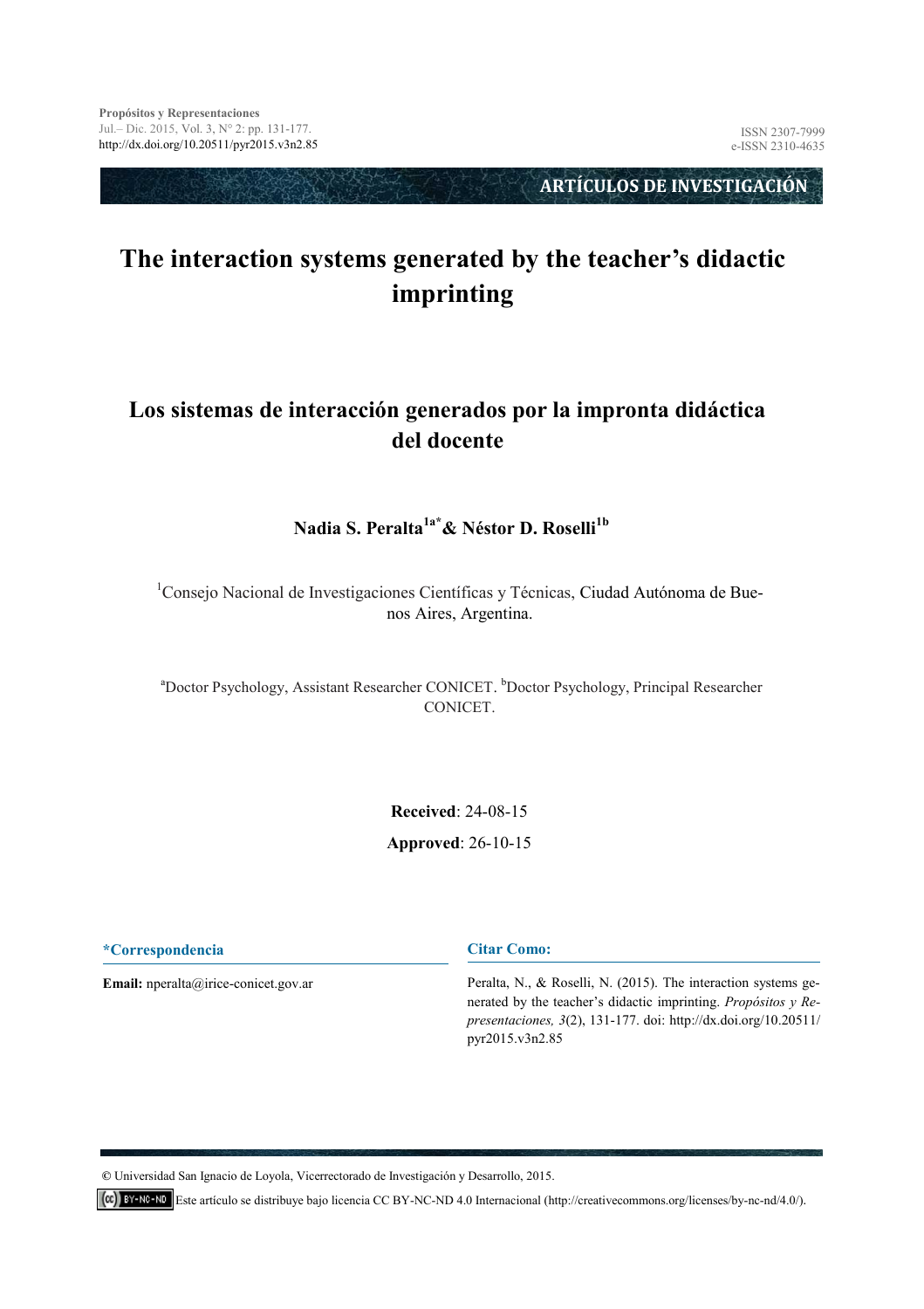ARTÍCULOS DE INVESTIGACIÓN

# The interaction systems generated by the teacher's didactic imprinting

# Los sistemas de interacción generados por la impronta didáctica del docente

**Nadia S. Peralta[1a*] & Néstor D. Roselli[1b]**

[1]Consejo Nacional de Investigaciones Científicas y Técnicas, Ciudad Autónoma de Buenos Aires, Argentina.

[a]Doctor Psychology, Assistant Researcher CONICET. [b]Doctor Psychology, Principal Researcher CONICET.

**Received**: 24-08-15

**Approved**: 26-10-15

**\*Correspondencia**

**Email:** nperalta@irice-conicet.gov.ar

**Citar Como:**

Peralta, N., & Roselli, N. (2015). The interaction systems generated by the teacher's didactic imprinting. *Propósitos y Representaciones, 3*(2), 131-177. doi: http://dx.doi.org/10.20511/pyr2015.v3n2.85

© Universidad San Ignacio de Loyola, Vicerrectorado de Investigación y Desarrollo, 2015.

Este artículo se distribuye bajo licencia CC BY-NC-ND 4.0 Internacional (http://creativecommons.org/licenses/by-nc-nd/4.0/).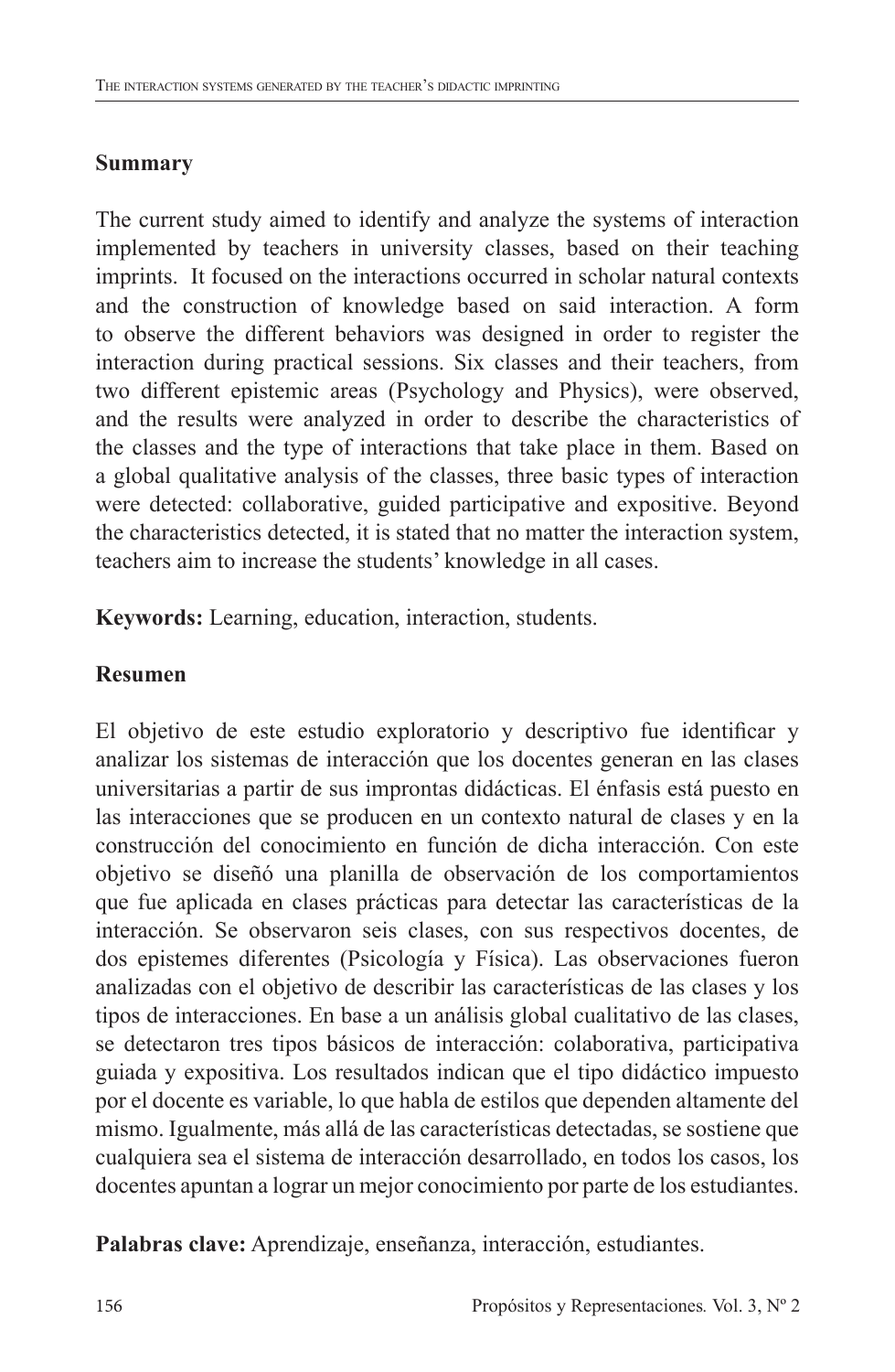## Summary

The current study aimed to identify and analyze the systems of interaction implemented by teachers in university classes, based on their teaching imprints. It focused on the interactions occurred in scholar natural contexts and the construction of knowledge based on said interaction. A form to observe the different behaviors was designed in order to register the interaction during practical sessions. Six classes and their teachers, from two different epistemic areas (Psychology and Physics), were observed, and the results were analyzed in order to describe the characteristics of the classes and the type of interactions that take place in them. Based on a global qualitative analysis of the classes, three basic types of interaction were detected: collaborative, guided participative and expositive. Beyond the characteristics detected, it is stated that no matter the interaction system, teachers aim to increase the students' knowledge in all cases.

**Keywords:** Learning, education, interaction, students.

## Resumen

El objetivo de este estudio exploratorio y descriptivo fue identificar y analizar los sistemas de interacción que los docentes generan en las clases universitarias a partir de sus improntas didácticas. El énfasis está puesto en las interacciones que se producen en un contexto natural de clases y en la construcción del conocimiento en función de dicha interacción. Con este objetivo se diseñó una planilla de observación de los comportamientos que fue aplicada en clases prácticas para detectar las características de la interacción. Se observaron seis clases, con sus respectivos docentes, de dos epistemes diferentes (Psicología y Física). Las observaciones fueron analizadas con el objetivo de describir las características de las clases y los tipos de interacciones. En base a un análisis global cualitativo de las clases, se detectaron tres tipos básicos de interacción: colaborativa, participativa guiada y expositiva. Los resultados indican que el tipo didáctico impuesto por el docente es variable, lo que habla de estilos que dependen altamente del mismo. Igualmente, más allá de las características detectadas, se sostiene que cualquiera sea el sistema de interacción desarrollado, en todos los casos, los docentes apuntan a lograr un mejor conocimiento por parte de los estudiantes.

**Palabras clave:** Aprendizaje, enseñanza, interacción, estudiantes.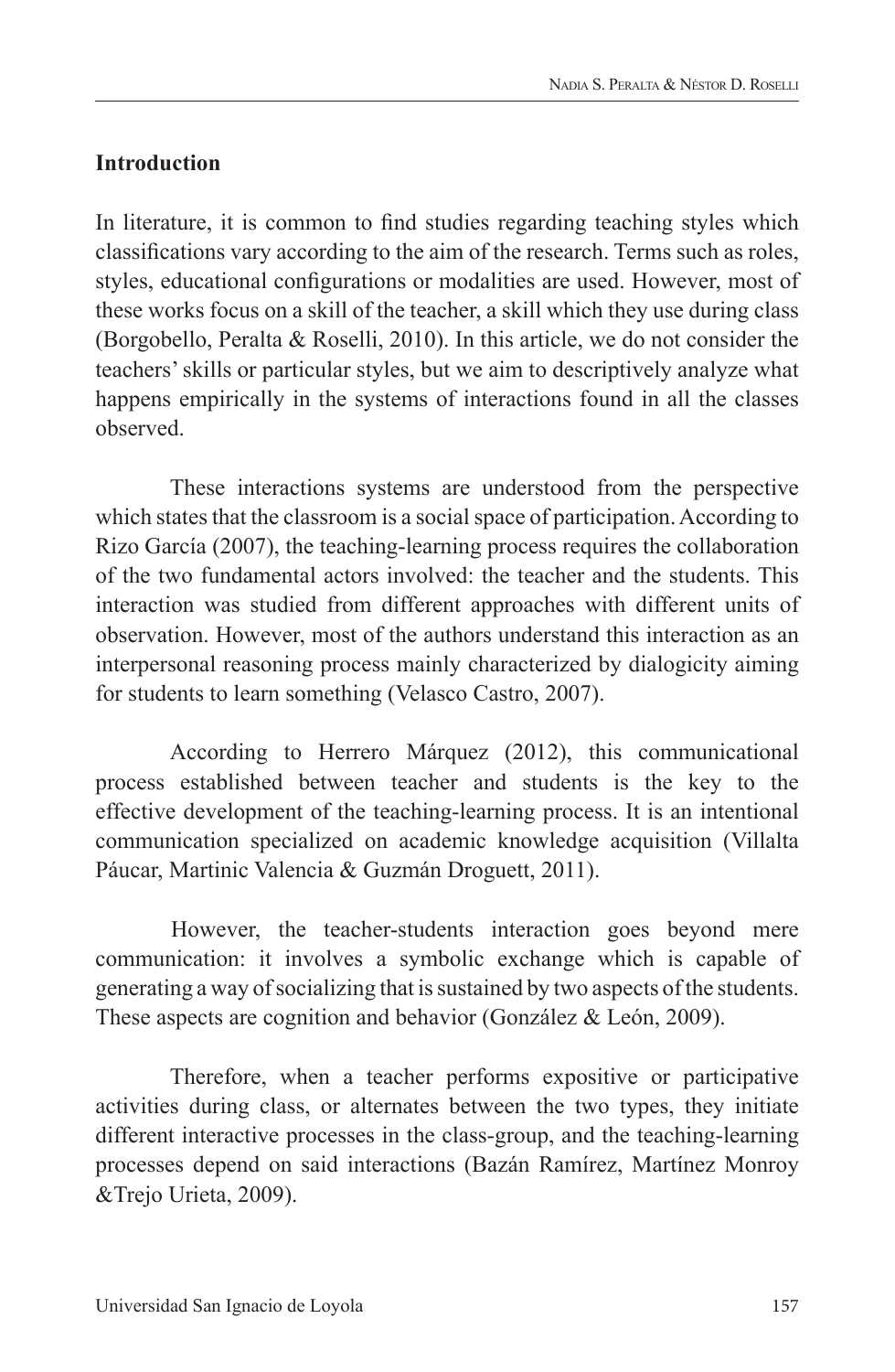## Introduction

In literature, it is common to find studies regarding teaching styles which classifications vary according to the aim of the research. Terms such as roles, styles, educational configurations or modalities are used. However, most of these works focus on a skill of the teacher, a skill which they use during class (Borgobello, Peralta & Roselli, 2010). In this article, we do not consider the teachers' skills or particular styles, but we aim to descriptively analyze what happens empirically in the systems of interactions found in all the classes observed.

These interactions systems are understood from the perspective which states that the classroom is a social space of participation. According to Rizo García (2007), the teaching-learning process requires the collaboration of the two fundamental actors involved: the teacher and the students. This interaction was studied from different approaches with different units of observation. However, most of the authors understand this interaction as an interpersonal reasoning process mainly characterized by dialogicity aiming for students to learn something (Velasco Castro, 2007).

According to Herrero Márquez (2012), this communicational process established between teacher and students is the key to the effective development of the teaching-learning process. It is an intentional communication specialized on academic knowledge acquisition (Villalta Páucar, Martinic Valencia & Guzmán Droguett, 2011).

However, the teacher-students interaction goes beyond mere communication: it involves a symbolic exchange which is capable of generating a way of socializing that is sustained by two aspects of the students. These aspects are cognition and behavior (González & León, 2009).

Therefore, when a teacher performs expositive or participative activities during class, or alternates between the two types, they initiate different interactive processes in the class-group, and the teaching-learning processes depend on said interactions (Bazán Ramírez, Martínez Monroy &Trejo Urieta, 2009).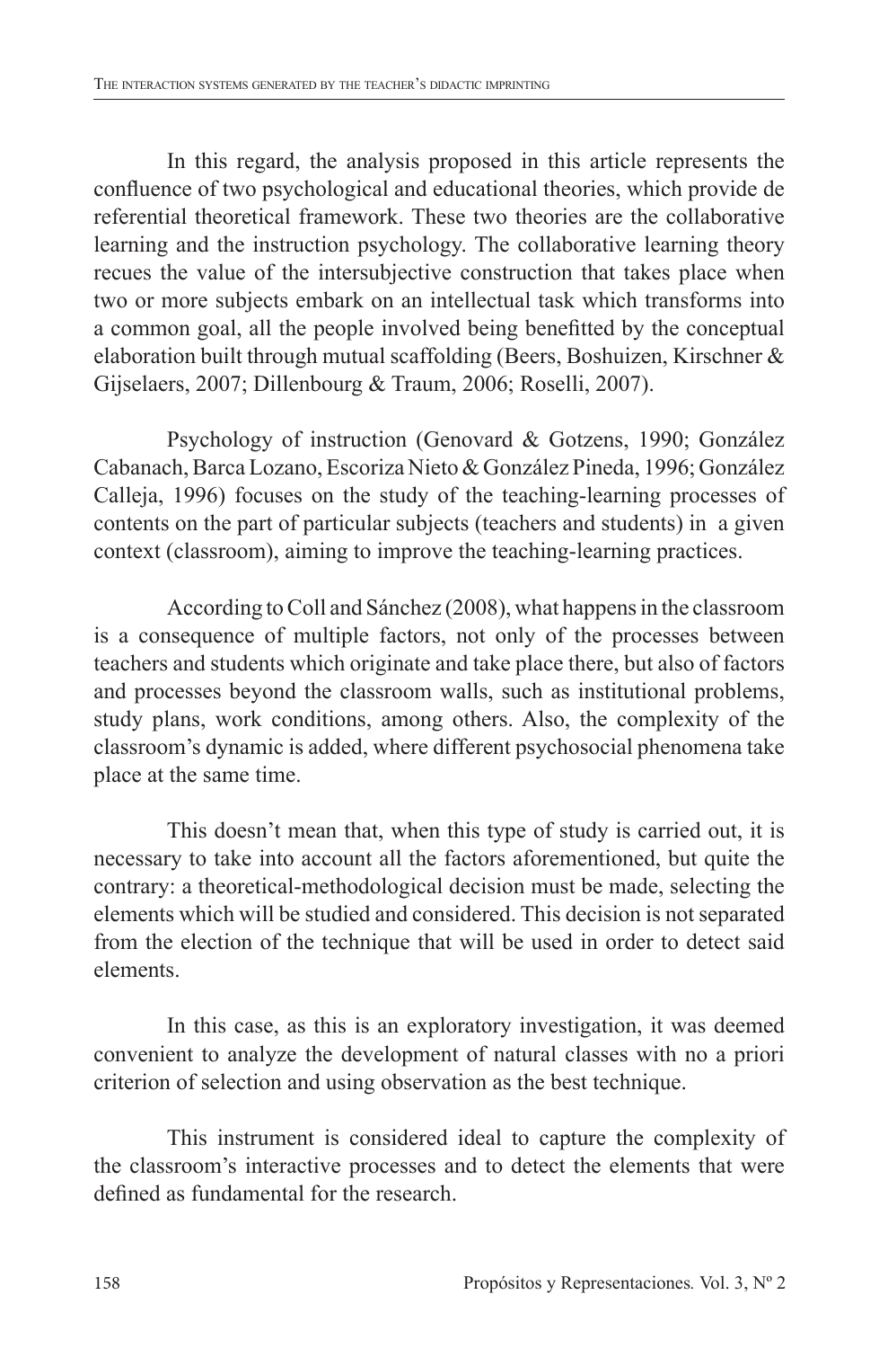In this regard, the analysis proposed in this article represents the confluence of two psychological and educational theories, which provide de referential theoretical framework. These two theories are the collaborative learning and the instruction psychology. The collaborative learning theory recues the value of the intersubjective construction that takes place when two or more subjects embark on an intellectual task which transforms into a common goal, all the people involved being benefitted by the conceptual elaboration built through mutual scaffolding (Beers, Boshuizen, Kirschner & Gijselaers, 2007; Dillenbourg & Traum, 2006; Roselli, 2007).

Psychology of instruction (Genovard & Gotzens, 1990; González Cabanach, Barca Lozano, Escoriza Nieto & González Pineda, 1996; González Calleja, 1996) focuses on the study of the teaching-learning processes of contents on the part of particular subjects (teachers and students) in a given context (classroom), aiming to improve the teaching-learning practices.

According to Coll and Sánchez (2008), what happens in the classroom is a consequence of multiple factors, not only of the processes between teachers and students which originate and take place there, but also of factors and processes beyond the classroom walls, such as institutional problems, study plans, work conditions, among others. Also, the complexity of the classroom's dynamic is added, where different psychosocial phenomena take place at the same time.

This doesn't mean that, when this type of study is carried out, it is necessary to take into account all the factors aforementioned, but quite the contrary: a theoretical-methodological decision must be made, selecting the elements which will be studied and considered. This decision is not separated from the election of the technique that will be used in order to detect said elements.

In this case, as this is an exploratory investigation, it was deemed convenient to analyze the development of natural classes with no a priori criterion of selection and using observation as the best technique.

This instrument is considered ideal to capture the complexity of the classroom's interactive processes and to detect the elements that were defined as fundamental for the research.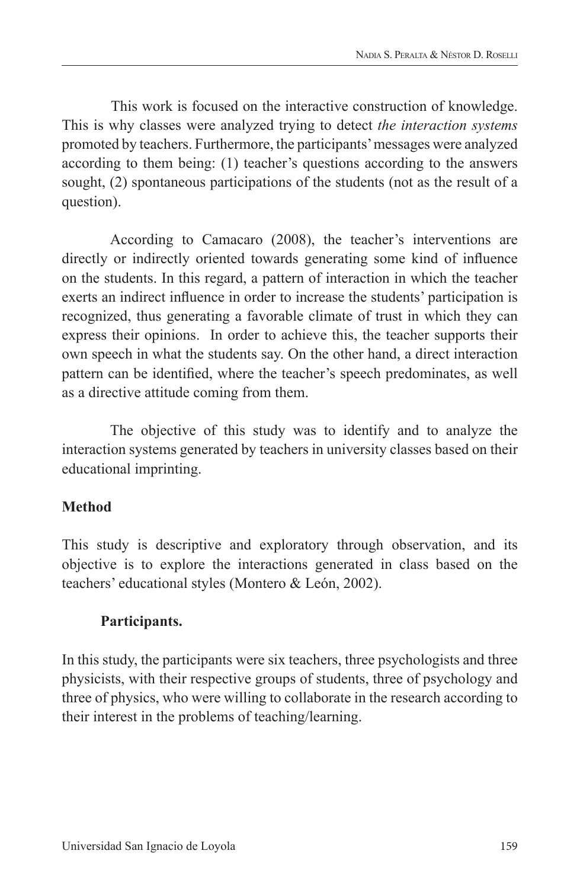This work is focused on the interactive construction of knowledge. This is why classes were analyzed trying to detect *the interaction systems* promoted by teachers. Furthermore, the participants' messages were analyzed according to them being: (1) teacher's questions according to the answers sought, (2) spontaneous participations of the students (not as the result of a question).

According to Camacaro (2008), the teacher's interventions are directly or indirectly oriented towards generating some kind of influence on the students. In this regard, a pattern of interaction in which the teacher exerts an indirect influence in order to increase the students' participation is recognized, thus generating a favorable climate of trust in which they can express their opinions. In order to achieve this, the teacher supports their own speech in what the students say. On the other hand, a direct interaction pattern can be identified, where the teacher's speech predominates, as well as a directive attitude coming from them.

The objective of this study was to identify and to analyze the interaction systems generated by teachers in university classes based on their educational imprinting.

## Method

This study is descriptive and exploratory through observation, and its objective is to explore the interactions generated in class based on the teachers' educational styles (Montero & León, 2002).

### Participants.

In this study, the participants were six teachers, three psychologists and three physicists, with their respective groups of students, three of psychology and three of physics, who were willing to collaborate in the research according to their interest in the problems of teaching/learning.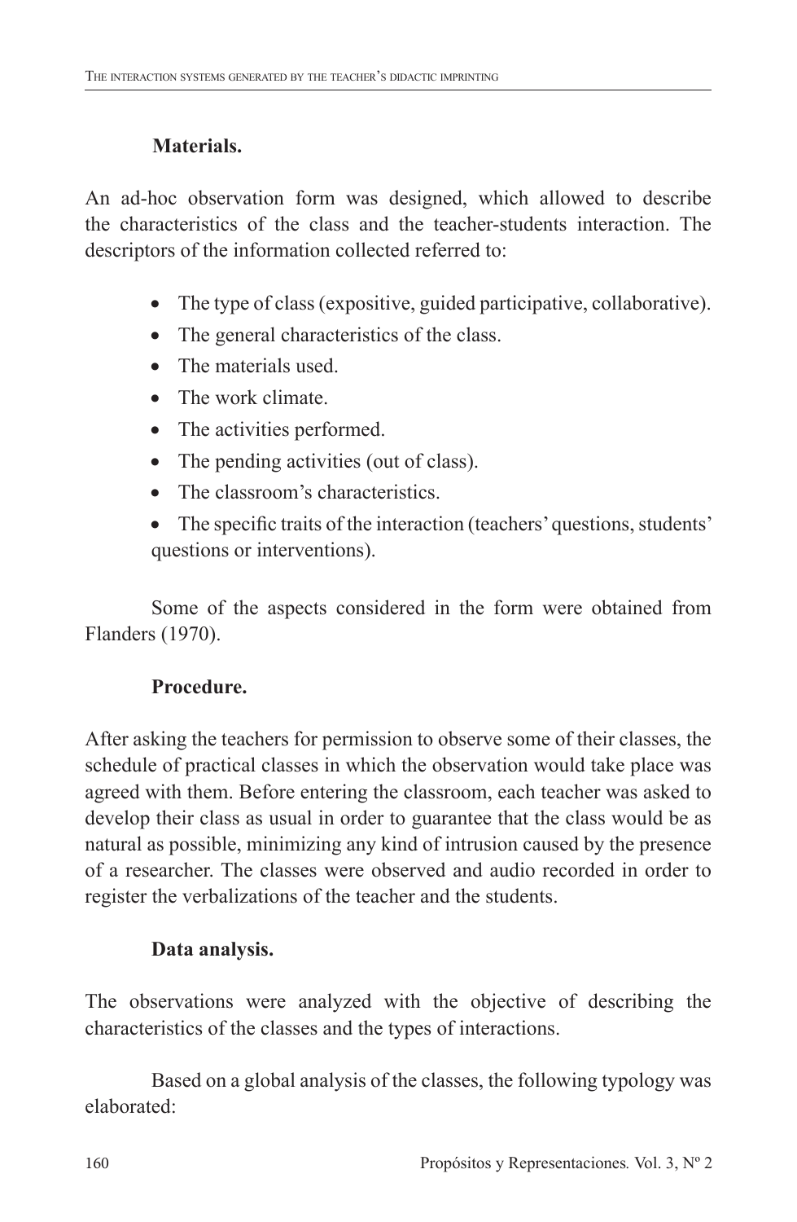**Materials.**

An ad-hoc observation form was designed, which allowed to describe the characteristics of the class and the teacher-students interaction. The descriptors of the information collected referred to:

- The type of class (expositive, guided participative, collaborative).
- The general characteristics of the class.
- The materials used.
- The work climate.
- The activities performed.
- The pending activities (out of class).
- The classroom's characteristics.
- The specific traits of the interaction (teachers' questions, students' questions or interventions).

Some of the aspects considered in the form were obtained from Flanders (1970).

**Procedure.**

After asking the teachers for permission to observe some of their classes, the schedule of practical classes in which the observation would take place was agreed with them. Before entering the classroom, each teacher was asked to develop their class as usual in order to guarantee that the class would be as natural as possible, minimizing any kind of intrusion caused by the presence of a researcher. The classes were observed and audio recorded in order to register the verbalizations of the teacher and the students.

**Data analysis.**

The observations were analyzed with the objective of describing the characteristics of the classes and the types of interactions.

Based on a global analysis of the classes, the following typology was elaborated: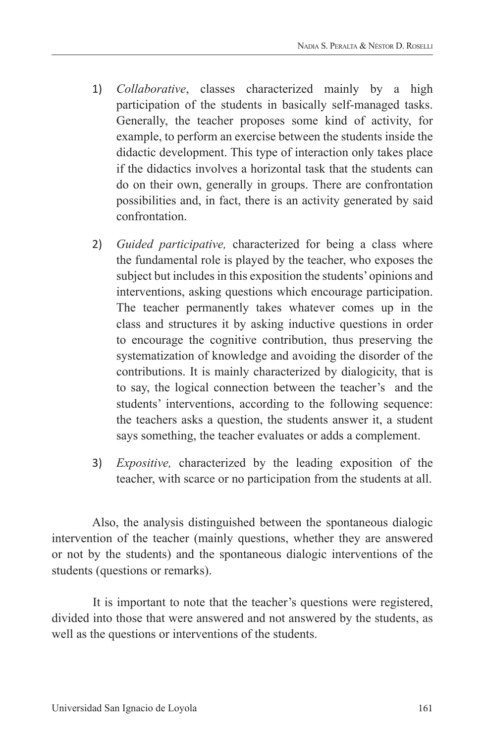1) *Collaborative*, classes characterized mainly by a high participation of the students in basically self-managed tasks. Generally, the teacher proposes some kind of activity, for example, to perform an exercise between the students inside the didactic development. This type of interaction only takes place if the didactics involves a horizontal task that the students can do on their own, generally in groups. There are confrontation possibilities and, in fact, there is an activity generated by said confrontation.

2) *Guided participative,* characterized for being a class where the fundamental role is played by the teacher, who exposes the subject but includes in this exposition the students' opinions and interventions, asking questions which encourage participation. The teacher permanently takes whatever comes up in the class and structures it by asking inductive questions in order to encourage the cognitive contribution, thus preserving the systematization of knowledge and avoiding the disorder of the contributions. It is mainly characterized by dialogicity, that is to say, the logical connection between the teacher's and the students' interventions, according to the following sequence: the teachers asks a question, the students answer it, a student says something, the teacher evaluates or adds a complement.

3) *Expositive,* characterized by the leading exposition of the teacher, with scarce or no participation from the students at all.

Also, the analysis distinguished between the spontaneous dialogic intervention of the teacher (mainly questions, whether they are answered or not by the students) and the spontaneous dialogic interventions of the students (questions or remarks).

It is important to note that the teacher's questions were registered, divided into those that were answered and not answered by the students, as well as the questions or interventions of the students.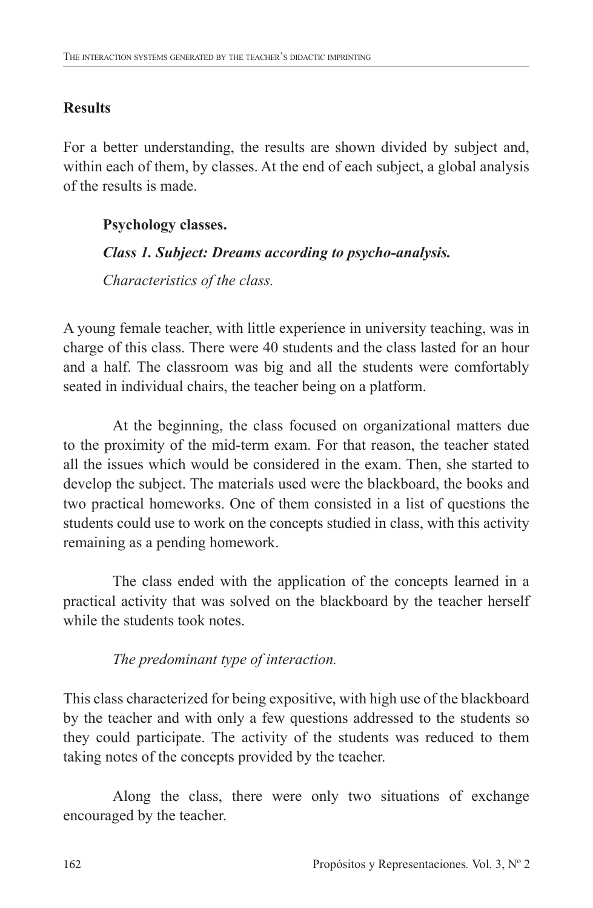## Results

For a better understanding, the results are shown divided by subject and, within each of them, by classes. At the end of each subject, a global analysis of the results is made.

### Psychology classes.

#### *Class 1. Subject: Dreams according to psycho-analysis.*

*Characteristics of the class.*

A young female teacher, with little experience in university teaching, was in charge of this class. There were 40 students and the class lasted for an hour and a half. The classroom was big and all the students were comfortably seated in individual chairs, the teacher being on a platform.

At the beginning, the class focused on organizational matters due to the proximity of the mid-term exam. For that reason, the teacher stated all the issues which would be considered in the exam. Then, she started to develop the subject. The materials used were the blackboard, the books and two practical homeworks. One of them consisted in a list of questions the students could use to work on the concepts studied in class, with this activity remaining as a pending homework.

The class ended with the application of the concepts learned in a practical activity that was solved on the blackboard by the teacher herself while the students took notes.

*The predominant type of interaction.*

This class characterized for being expositive, with high use of the blackboard by the teacher and with only a few questions addressed to the students so they could participate. The activity of the students was reduced to them taking notes of the concepts provided by the teacher.

Along the class, there were only two situations of exchange encouraged by the teacher.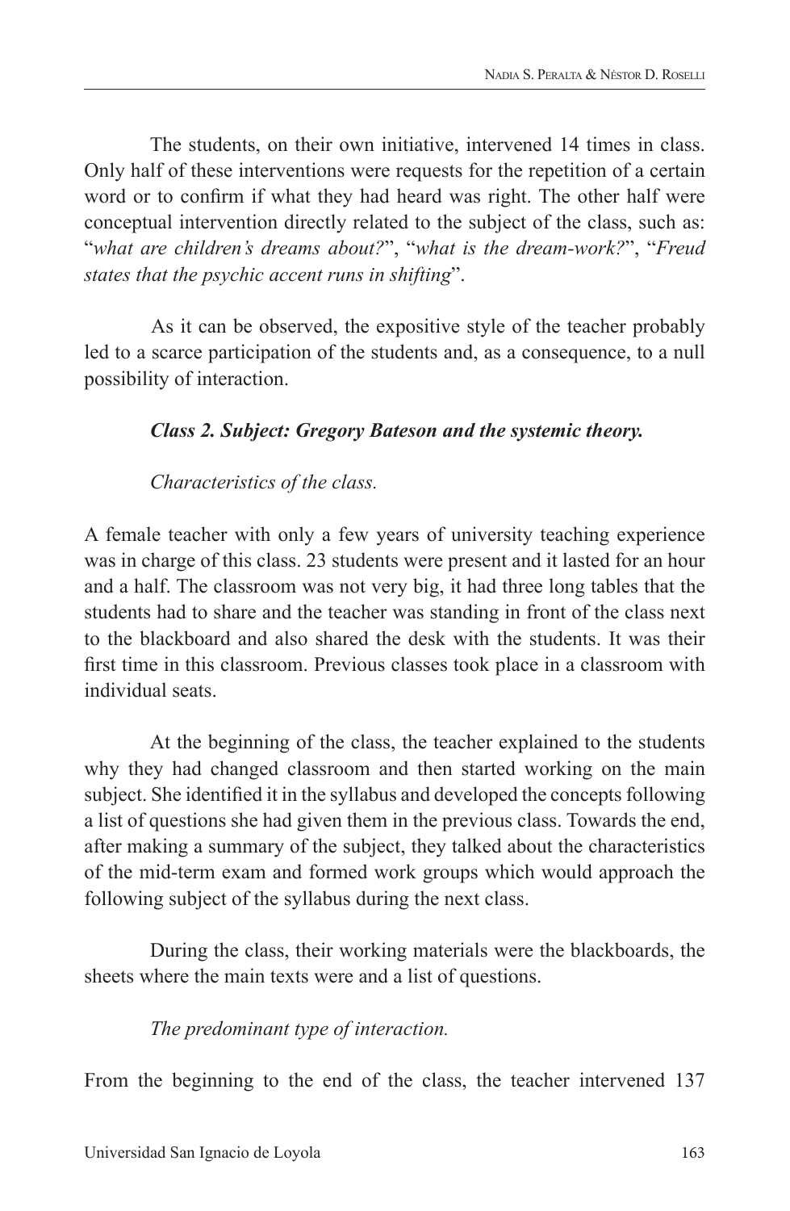The students, on their own initiative, intervened 14 times in class. Only half of these interventions were requests for the repetition of a certain word or to confirm if what they had heard was right. The other half were conceptual intervention directly related to the subject of the class, such as: "*what are children's dreams about?*", "*what is the dream-work?*", "*Freud states that the psychic accent runs in shifting*".

As it can be observed, the expositive style of the teacher probably led to a scarce participation of the students and, as a consequence, to a null possibility of interaction.

***Class 2. Subject: Gregory Bateson and the systemic theory.***

*Characteristics of the class.*

A female teacher with only a few years of university teaching experience was in charge of this class. 23 students were present and it lasted for an hour and a half. The classroom was not very big, it had three long tables that the students had to share and the teacher was standing in front of the class next to the blackboard and also shared the desk with the students. It was their first time in this classroom. Previous classes took place in a classroom with individual seats.

At the beginning of the class, the teacher explained to the students why they had changed classroom and then started working on the main subject. She identified it in the syllabus and developed the concepts following a list of questions she had given them in the previous class. Towards the end, after making a summary of the subject, they talked about the characteristics of the mid-term exam and formed work groups which would approach the following subject of the syllabus during the next class.

During the class, their working materials were the blackboards, the sheets where the main texts were and a list of questions.

*The predominant type of interaction.*

From the beginning to the end of the class, the teacher intervened 137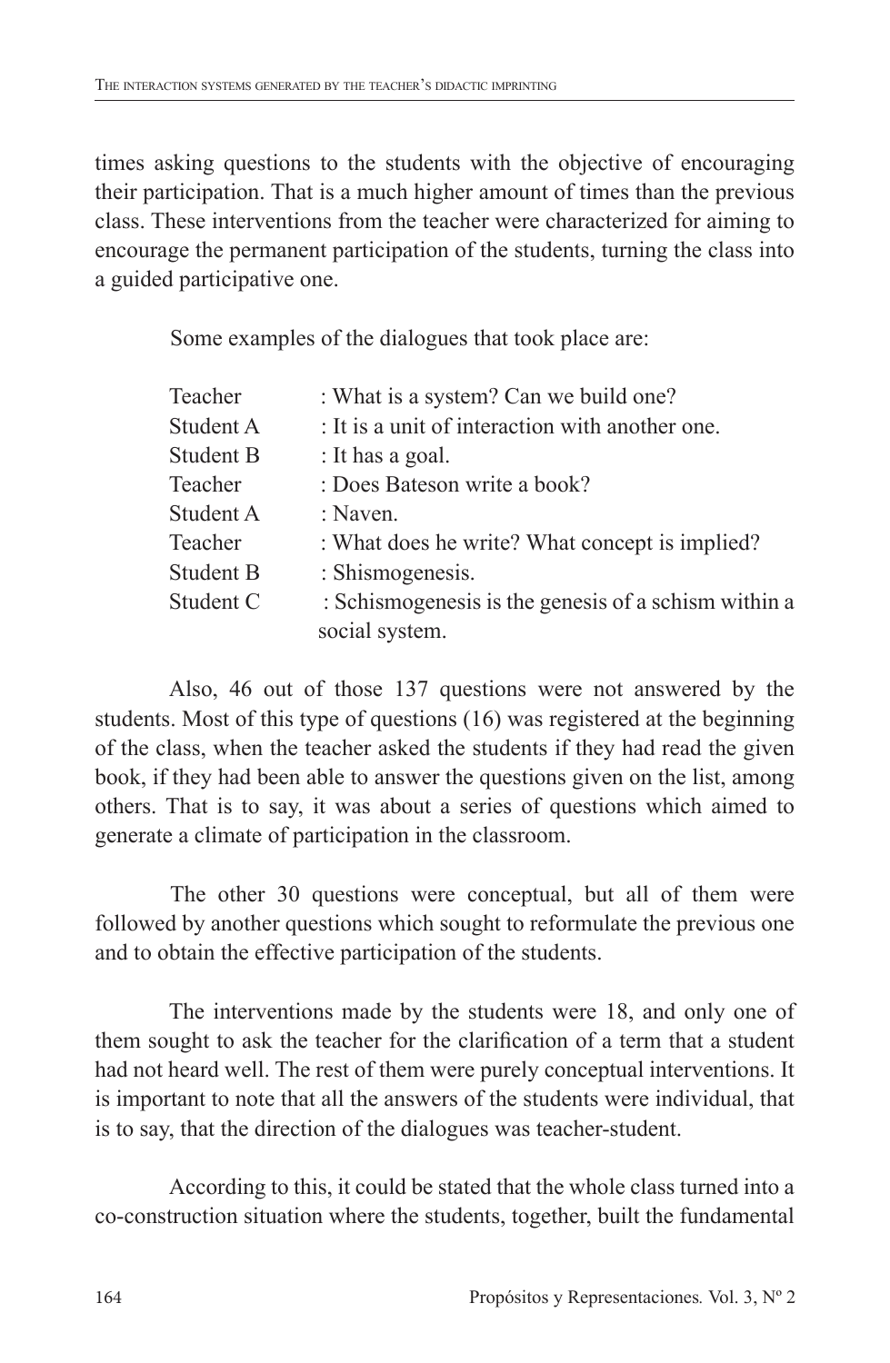times asking questions to the students with the objective of encouraging their participation. That is a much higher amount of times than the previous class. These interventions from the teacher were characterized for aiming to encourage the permanent participation of the students, turning the class into a guided participative one.

Some examples of the dialogues that took place are:

| | |
|---|---|
| Teacher | : What is a system? Can we build one? |
| Student A | : It is a unit of interaction with another one. |
| Student B | : It has a goal. |
| Teacher | : Does Bateson write a book? |
| Student A | : Naven. |
| Teacher | : What does he write? What concept is implied? |
| Student B | : Shismogenesis. |
| Student C | : Schismogenesis is the genesis of a schism within a social system. |

Also, 46 out of those 137 questions were not answered by the students. Most of this type of questions (16) was registered at the beginning of the class, when the teacher asked the students if they had read the given book, if they had been able to answer the questions given on the list, among others. That is to say, it was about a series of questions which aimed to generate a climate of participation in the classroom.

The other 30 questions were conceptual, but all of them were followed by another questions which sought to reformulate the previous one and to obtain the effective participation of the students.

The interventions made by the students were 18, and only one of them sought to ask the teacher for the clarification of a term that a student had not heard well. The rest of them were purely conceptual interventions. It is important to note that all the answers of the students were individual, that is to say, that the direction of the dialogues was teacher-student.

According to this, it could be stated that the whole class turned into a co-construction situation where the students, together, built the fundamental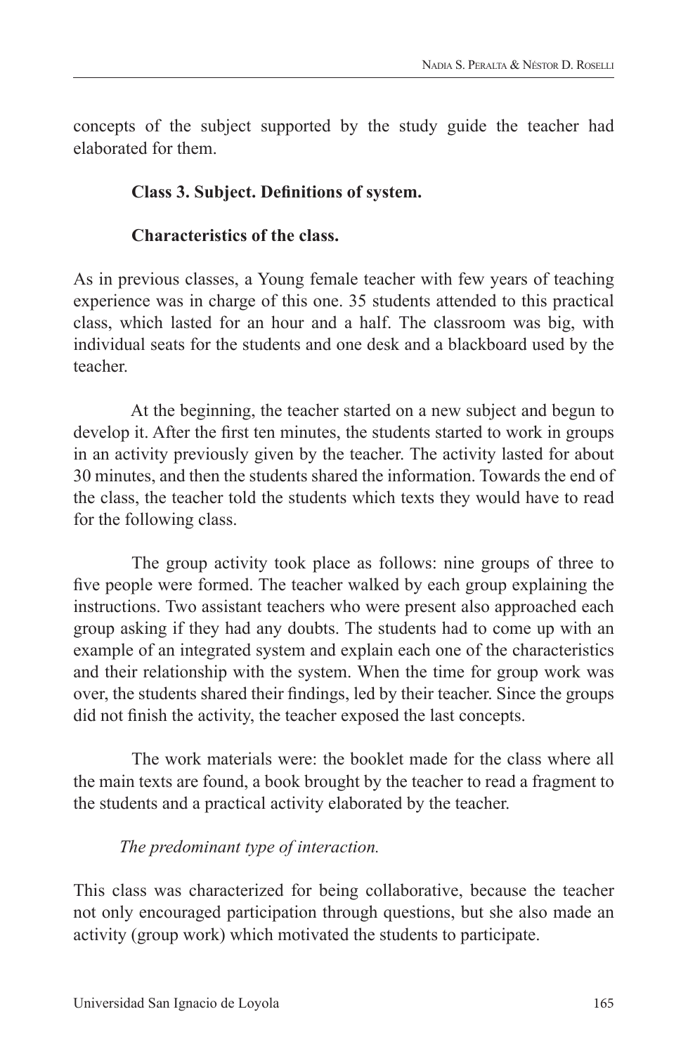concepts of the subject supported by the study guide the teacher had elaborated for them.

**Class 3. Subject. Definitions of system.**

**Characteristics of the class.**

As in previous classes, a Young female teacher with few years of teaching experience was in charge of this one. 35 students attended to this practical class, which lasted for an hour and a half. The classroom was big, with individual seats for the students and one desk and a blackboard used by the teacher.

At the beginning, the teacher started on a new subject and begun to develop it. After the first ten minutes, the students started to work in groups in an activity previously given by the teacher. The activity lasted for about 30 minutes, and then the students shared the information. Towards the end of the class, the teacher told the students which texts they would have to read for the following class.

The group activity took place as follows: nine groups of three to five people were formed. The teacher walked by each group explaining the instructions. Two assistant teachers who were present also approached each group asking if they had any doubts. The students had to come up with an example of an integrated system and explain each one of the characteristics and their relationship with the system. When the time for group work was over, the students shared their findings, led by their teacher. Since the groups did not finish the activity, the teacher exposed the last concepts.

The work materials were: the booklet made for the class where all the main texts are found, a book brought by the teacher to read a fragment to the students and a practical activity elaborated by the teacher.

*The predominant type of interaction.*

This class was characterized for being collaborative, because the teacher not only encouraged participation through questions, but she also made an activity (group work) which motivated the students to participate.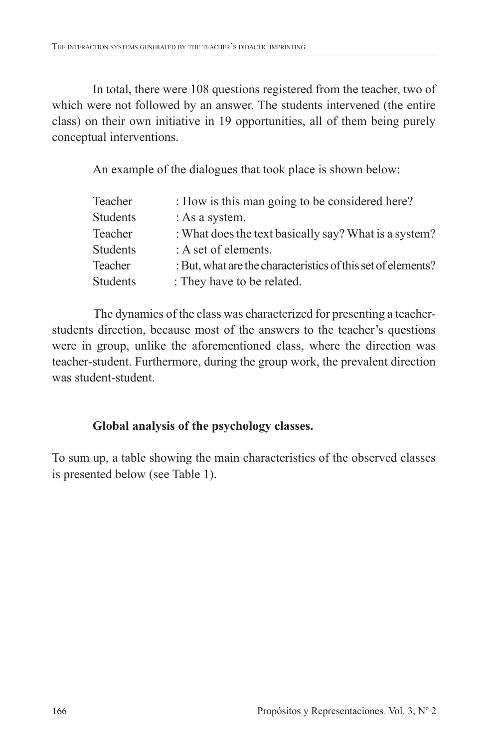In total, there were 108 questions registered from the teacher, two of which were not followed by an answer. The students intervened (the entire class) on their own initiative in 19 opportunities, all of them being purely conceptual interventions.

An example of the dialogues that took place is shown below:

| | |
|---|---|
| Teacher | : How is this man going to be considered here? |
| Students | : As a system. |
| Teacher | : What does the text basically say? What is a system? |
| Students | : A set of elements. |
| Teacher | : But, what are the characteristics of this set of elements? |
| Students | : They have to be related. |

The dynamics of the class was characterized for presenting a teacher-students direction, because most of the answers to the teacher's questions were in group, unlike the aforementioned class, where the direction was teacher-student. Furthermore, during the group work, the prevalent direction was student-student.

**Global analysis of the psychology classes.**

To sum up, a table showing the main characteristics of the observed classes is presented below (see Table 1).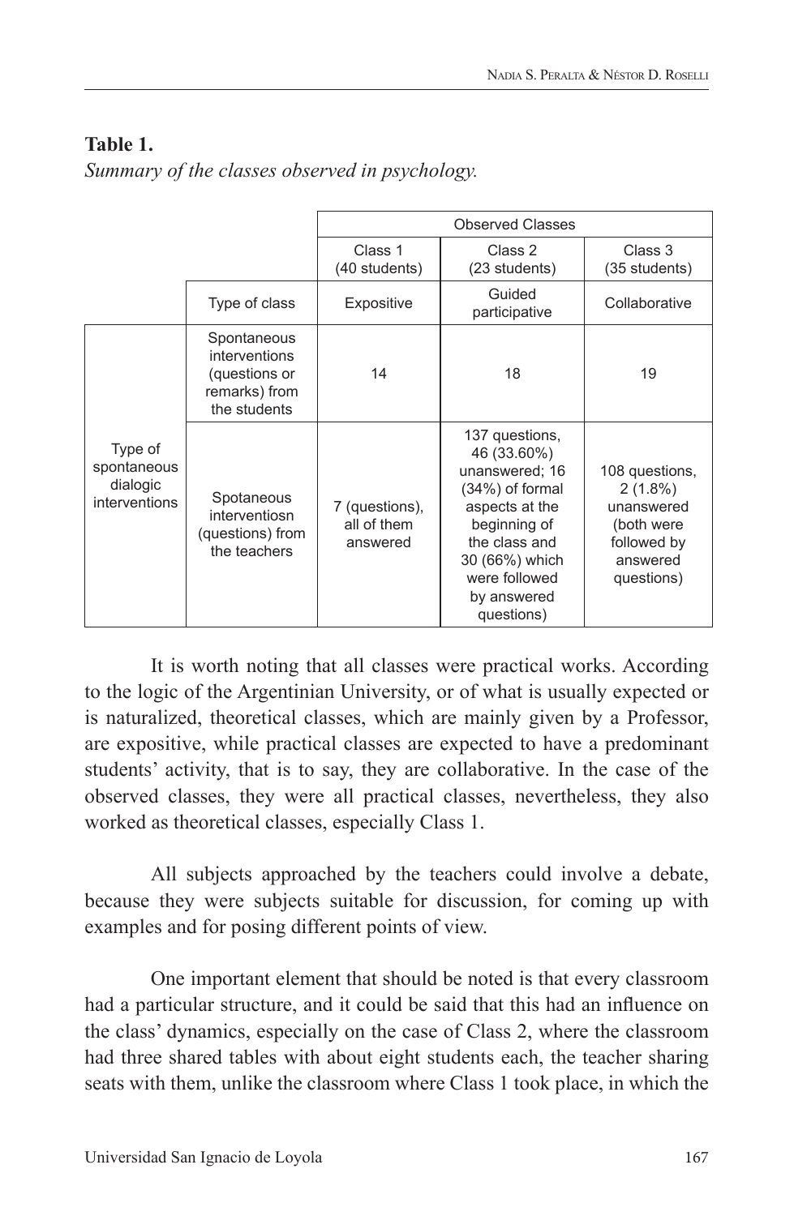**Table 1.**
*Summary of the classes observed in psychology.*

| | | Observed Classes | | |
|---|---|---|---|---|
| | | Class 1 (40 students) | Class 2 (23 students) | Class 3 (35 students) |
| | Type of class | Expositive | Guided participative | Collaborative |
| Type of spontaneous dialogic interventions | Spontaneous interventions (questions or remarks) from the students | 14 | 18 | 19 |
| | Spotaneous interventiosn (questions) from the teachers | 7 (questions), all of them answered | 137 questions, 46 (33.60%) unanswered; 16 (34%) of formal aspects at the beginning of the class and 30 (66%) which were followed by answered questions) | 108 questions, 2 (1.8%) unanswered (both were followed by answered questions) |

It is worth noting that all classes were practical works. According to the logic of the Argentinian University, or of what is usually expected or is naturalized, theoretical classes, which are mainly given by a Professor, are expositive, while practical classes are expected to have a predominant students' activity, that is to say, they are collaborative. In the case of the observed classes, they were all practical classes, nevertheless, they also worked as theoretical classes, especially Class 1.

All subjects approached by the teachers could involve a debate, because they were subjects suitable for discussion, for coming up with examples and for posing different points of view.

One important element that should be noted is that every classroom had a particular structure, and it could be said that this had an influence on the class' dynamics, especially on the case of Class 2, where the classroom had three shared tables with about eight students each, the teacher sharing seats with them, unlike the classroom where Class 1 took place, in which the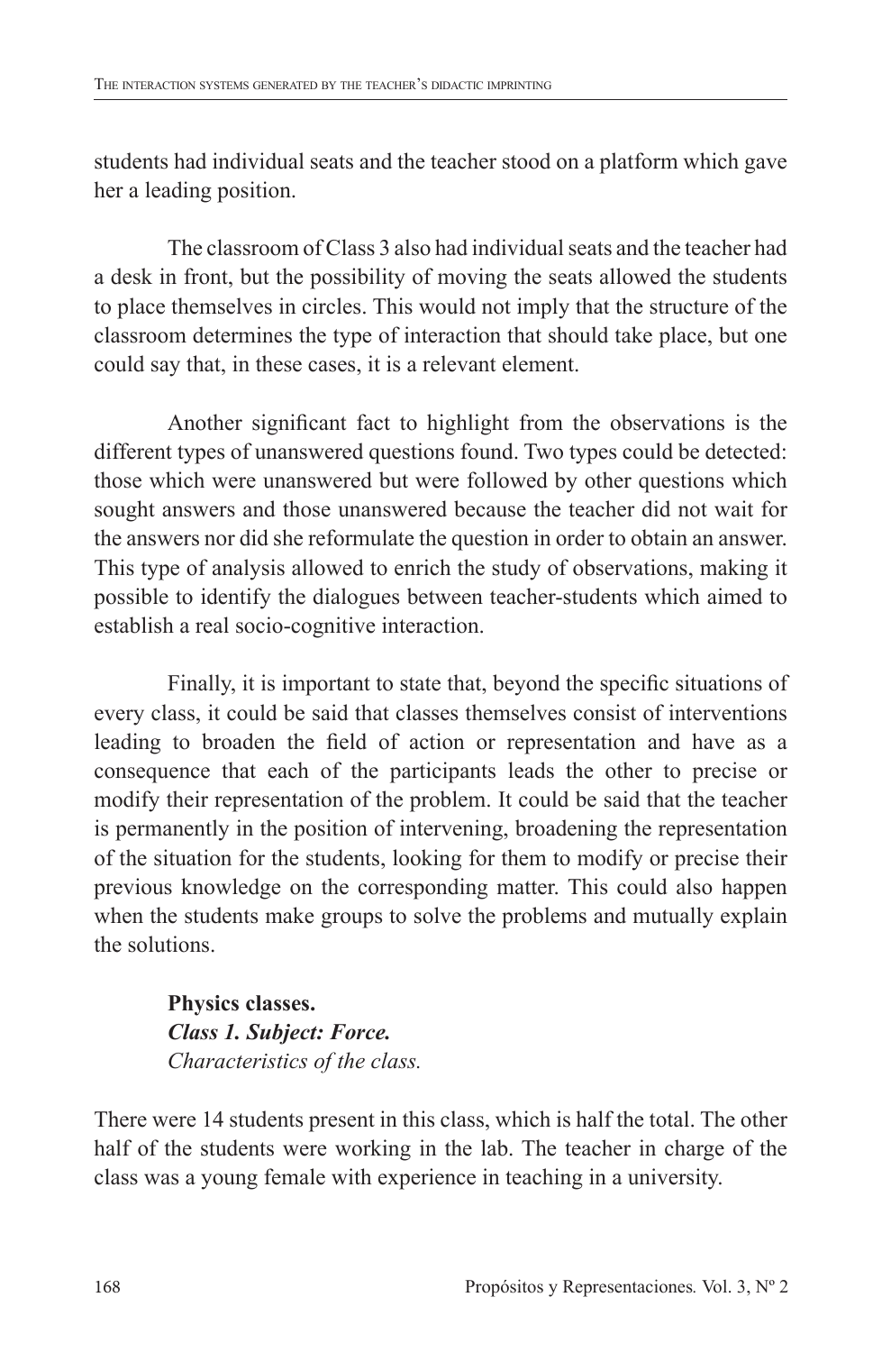students had individual seats and the teacher stood on a platform which gave her a leading position.

The classroom of Class 3 also had individual seats and the teacher had a desk in front, but the possibility of moving the seats allowed the students to place themselves in circles. This would not imply that the structure of the classroom determines the type of interaction that should take place, but one could say that, in these cases, it is a relevant element.

Another significant fact to highlight from the observations is the different types of unanswered questions found. Two types could be detected: those which were unanswered but were followed by other questions which sought answers and those unanswered because the teacher did not wait for the answers nor did she reformulate the question in order to obtain an answer. This type of analysis allowed to enrich the study of observations, making it possible to identify the dialogues between teacher-students which aimed to establish a real socio-cognitive interaction.

Finally, it is important to state that, beyond the specific situations of every class, it could be said that classes themselves consist of interventions leading to broaden the field of action or representation and have as a consequence that each of the participants leads the other to precise or modify their representation of the problem. It could be said that the teacher is permanently in the position of intervening, broadening the representation of the situation for the students, looking for them to modify or precise their previous knowledge on the corresponding matter. This could also happen when the students make groups to solve the problems and mutually explain the solutions.

**Physics classes.**
***Class 1. Subject: Force.***
*Characteristics of the class.*

There were 14 students present in this class, which is half the total. The other half of the students were working in the lab. The teacher in charge of the class was a young female with experience in teaching in a university.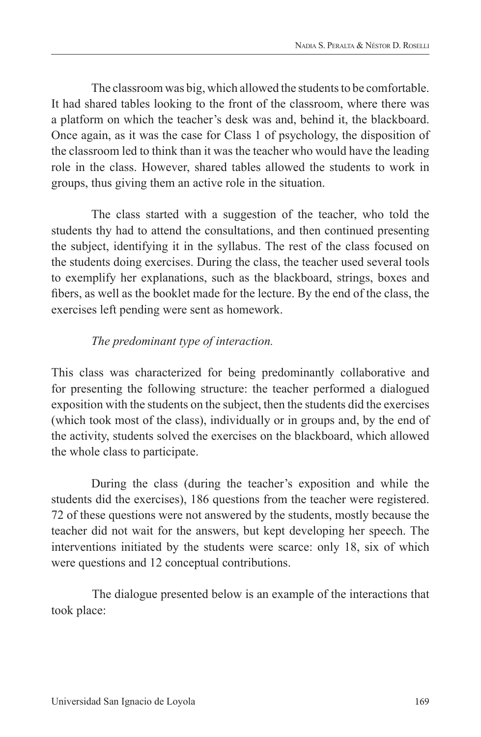The classroom was big, which allowed the students to be comfortable. It had shared tables looking to the front of the classroom, where there was a platform on which the teacher's desk was and, behind it, the blackboard. Once again, as it was the case for Class 1 of psychology, the disposition of the classroom led to think than it was the teacher who would have the leading role in the class. However, shared tables allowed the students to work in groups, thus giving them an active role in the situation.

The class started with a suggestion of the teacher, who told the students thy had to attend the consultations, and then continued presenting the subject, identifying it in the syllabus. The rest of the class focused on the students doing exercises. During the class, the teacher used several tools to exemplify her explanations, such as the blackboard, strings, boxes and fibers, as well as the booklet made for the lecture. By the end of the class, the exercises left pending were sent as homework.

*The predominant type of interaction.*

This class was characterized for being predominantly collaborative and for presenting the following structure: the teacher performed a dialogued exposition with the students on the subject, then the students did the exercises (which took most of the class), individually or in groups and, by the end of the activity, students solved the exercises on the blackboard, which allowed the whole class to participate.

During the class (during the teacher's exposition and while the students did the exercises), 186 questions from the teacher were registered. 72 of these questions were not answered by the students, mostly because the teacher did not wait for the answers, but kept developing her speech. The interventions initiated by the students were scarce: only 18, six of which were questions and 12 conceptual contributions.

The dialogue presented below is an example of the interactions that took place: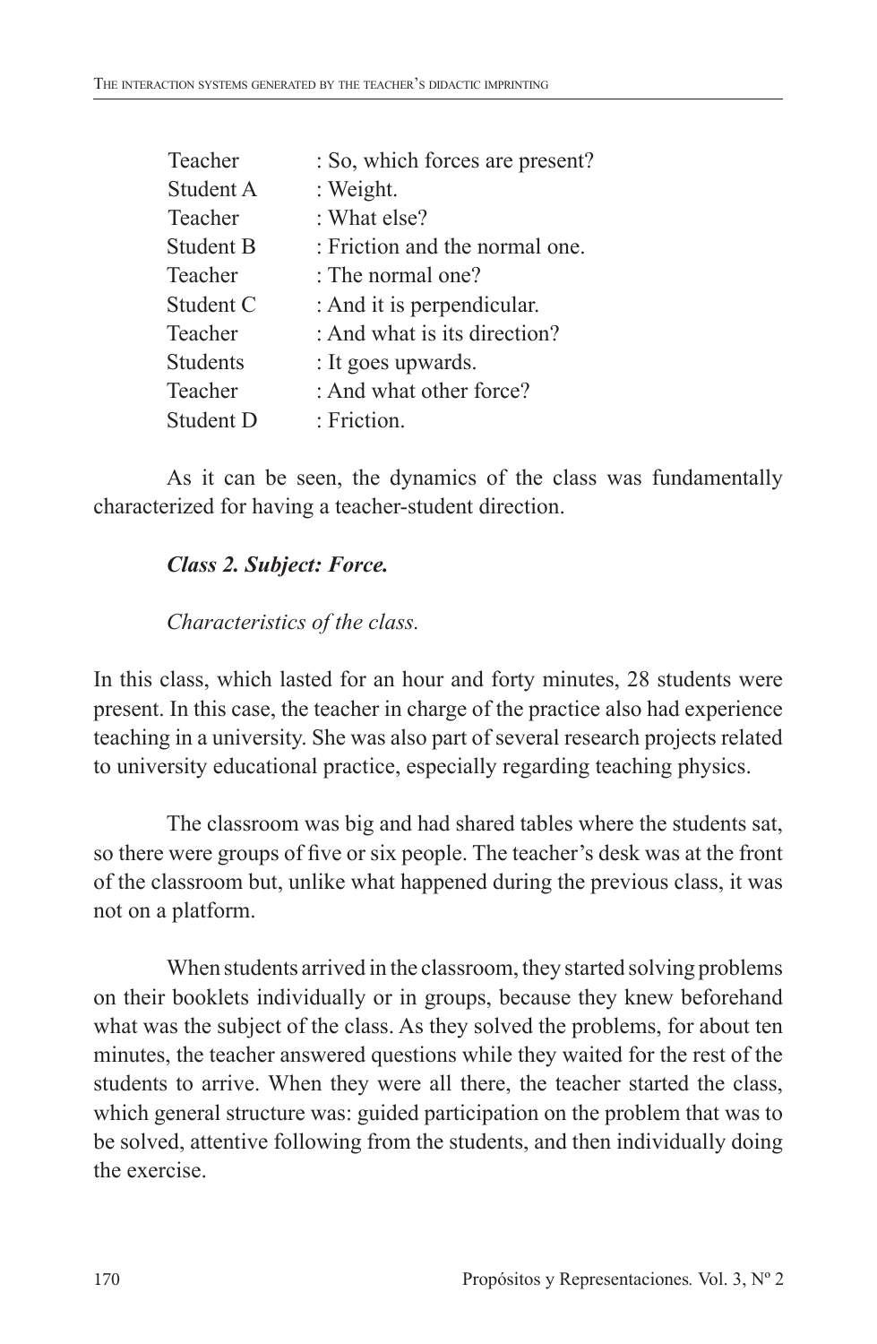Teacher : So, which forces are present?
Student A : Weight.
Teacher : What else?
Student B : Friction and the normal one.
Teacher : The normal one?
Student C : And it is perpendicular.
Teacher : And what is its direction?
Students : It goes upwards.
Teacher : And what other force?
Student D : Friction.

As it can be seen, the dynamics of the class was fundamentally characterized for having a teacher-student direction.

***Class 2. Subject: Force.***

*Characteristics of the class.*

In this class, which lasted for an hour and forty minutes, 28 students were present. In this case, the teacher in charge of the practice also had experience teaching in a university. She was also part of several research projects related to university educational practice, especially regarding teaching physics.

The classroom was big and had shared tables where the students sat, so there were groups of five or six people. The teacher's desk was at the front of the classroom but, unlike what happened during the previous class, it was not on a platform.

When students arrived in the classroom, they started solving problems on their booklets individually or in groups, because they knew beforehand what was the subject of the class. As they solved the problems, for about ten minutes, the teacher answered questions while they waited for the rest of the students to arrive. When they were all there, the teacher started the class, which general structure was: guided participation on the problem that was to be solved, attentive following from the students, and then individually doing the exercise.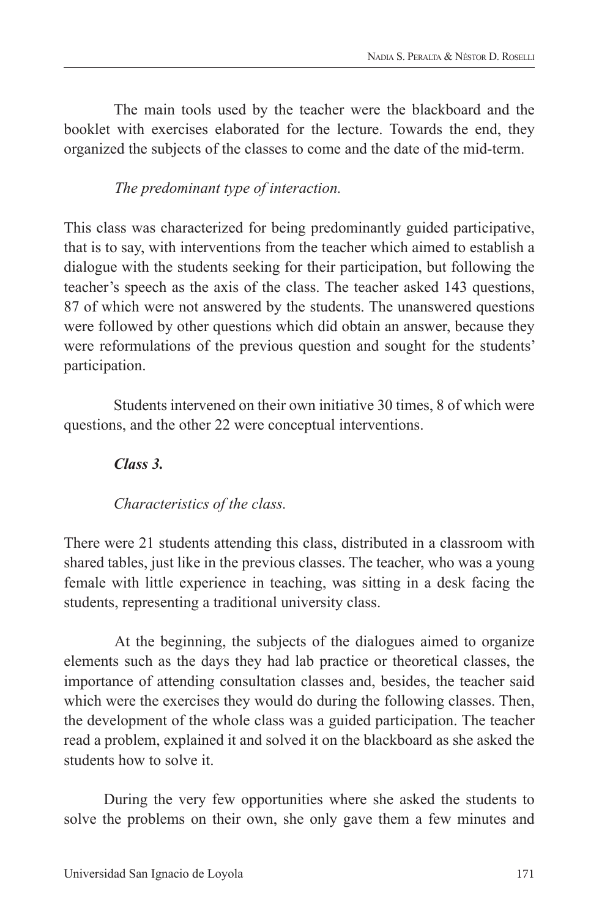The main tools used by the teacher were the blackboard and the booklet with exercises elaborated for the lecture. Towards the end, they organized the subjects of the classes to come and the date of the mid-term.

*The predominant type of interaction.*

This class was characterized for being predominantly guided participative, that is to say, with interventions from the teacher which aimed to establish a dialogue with the students seeking for their participation, but following the teacher's speech as the axis of the class. The teacher asked 143 questions, 87 of which were not answered by the students. The unanswered questions were followed by other questions which did obtain an answer, because they were reformulations of the previous question and sought for the students' participation.

Students intervened on their own initiative 30 times, 8 of which were questions, and the other 22 were conceptual interventions.

***Class 3.***

*Characteristics of the class.*

There were 21 students attending this class, distributed in a classroom with shared tables, just like in the previous classes. The teacher, who was a young female with little experience in teaching, was sitting in a desk facing the students, representing a traditional university class.

At the beginning, the subjects of the dialogues aimed to organize elements such as the days they had lab practice or theoretical classes, the importance of attending consultation classes and, besides, the teacher said which were the exercises they would do during the following classes. Then, the development of the whole class was a guided participation. The teacher read a problem, explained it and solved it on the blackboard as she asked the students how to solve it.

During the very few opportunities where she asked the students to solve the problems on their own, she only gave them a few minutes and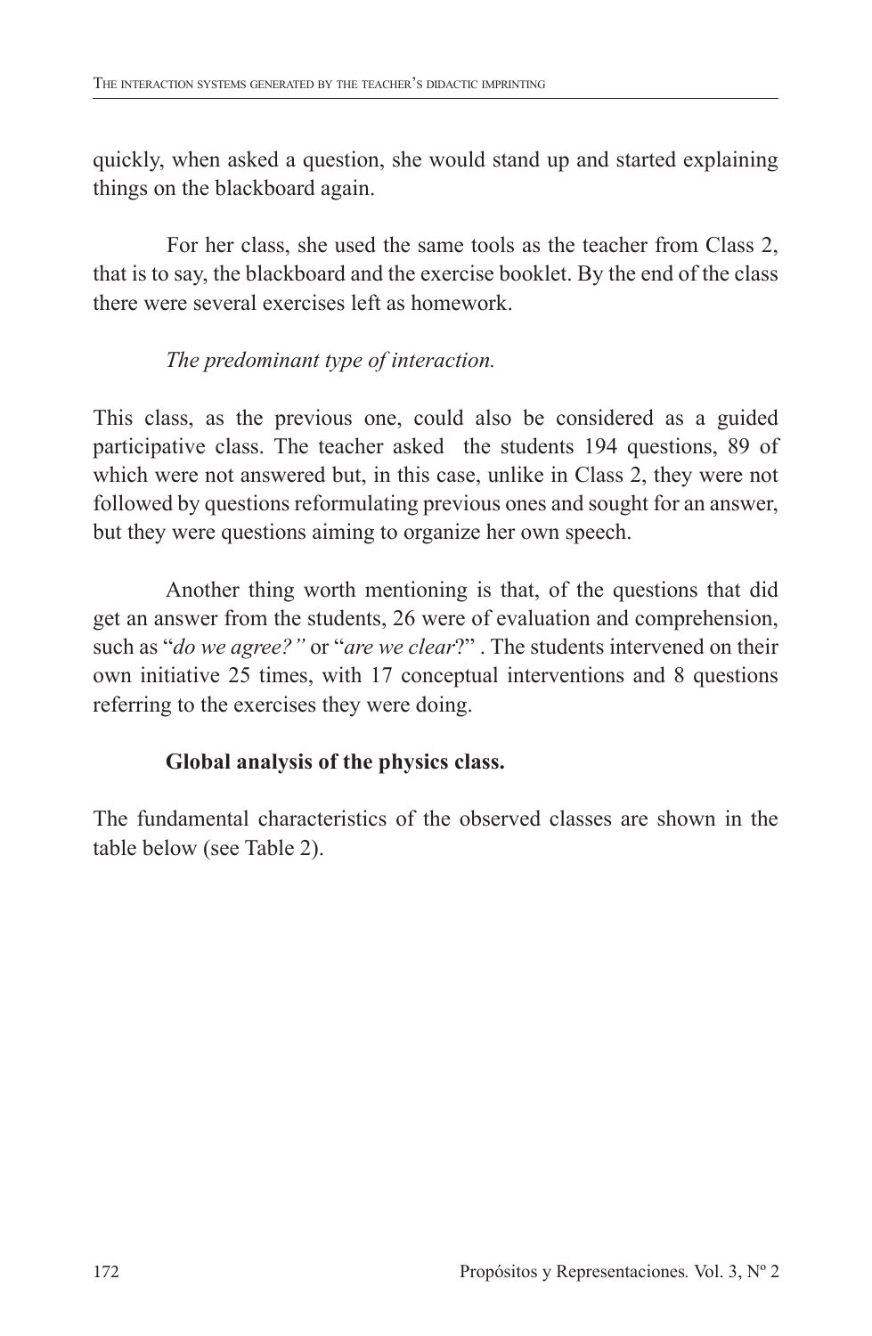quickly, when asked a question, she would stand up and started explaining things on the blackboard again.

For her class, she used the same tools as the teacher from Class 2, that is to say, the blackboard and the exercise booklet. By the end of the class there were several exercises left as homework.

*The predominant type of interaction.*

This class, as the previous one, could also be considered as a guided participative class. The teacher asked the students 194 questions, 89 of which were not answered but, in this case, unlike in Class 2, they were not followed by questions reformulating previous ones and sought for an answer, but they were questions aiming to organize her own speech.

Another thing worth mentioning is that, of the questions that did get an answer from the students, 26 were of evaluation and comprehension, such as "*do we agree?"* or "*are we clear*?" . The students intervened on their own initiative 25 times, with 17 conceptual interventions and 8 questions referring to the exercises they were doing.

**Global analysis of the physics class.**

The fundamental characteristics of the observed classes are shown in the table below (see Table 2).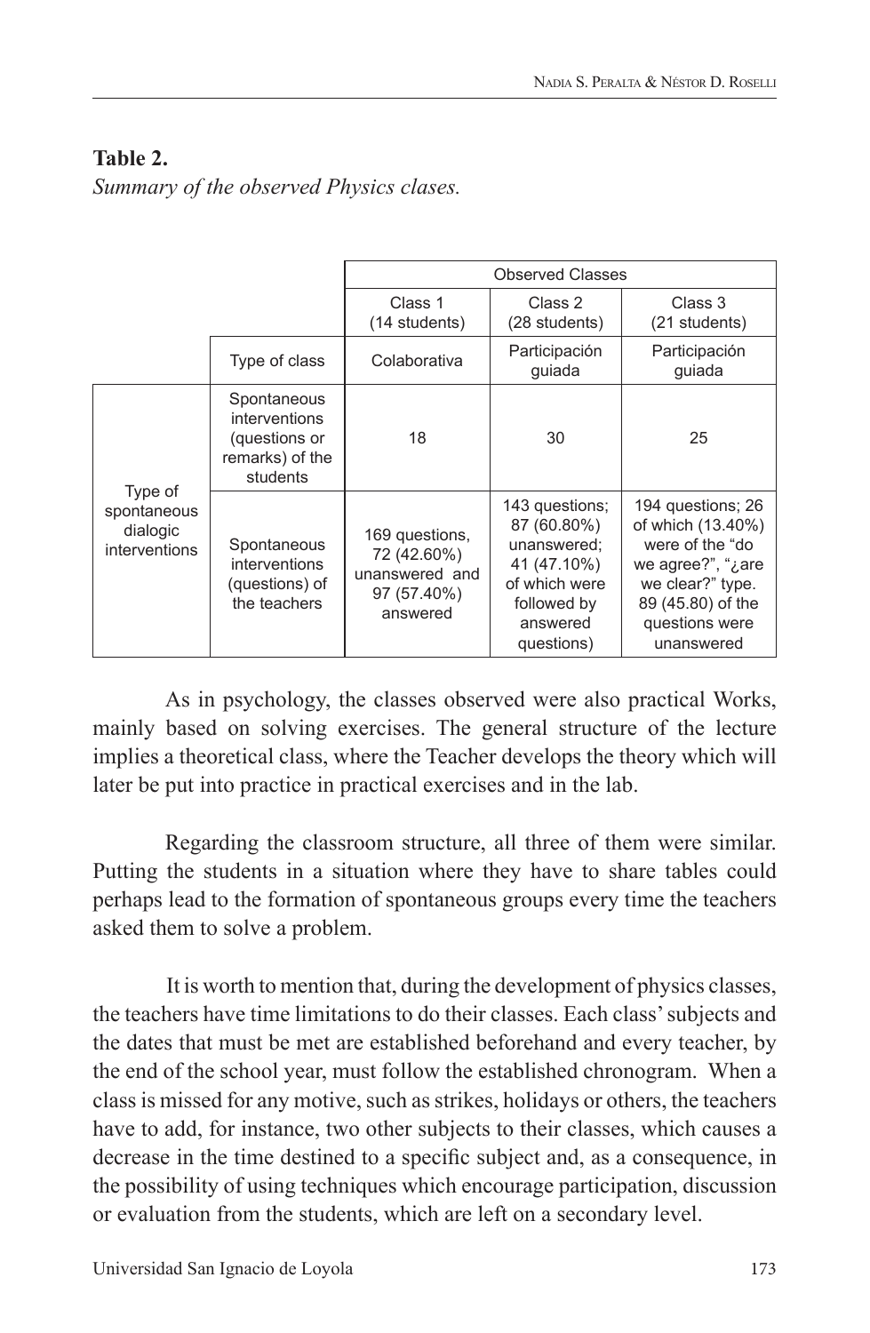**Table 2.**

*Summary of the observed Physics clases.*

| | | Observed Classes | | |
|---|---|---|---|---|
| | | Class 1 (14 students) | Class 2 (28 students) | Class 3 (21 students) |
| | Type of class | Colaborativa | Participación guiada | Participación guiada |
| Type of spontaneous dialogic interventions | Spontaneous interventions (questions or remarks) of the students | 18 | 30 | 25 |
| | Spontaneous interventions (questions) of the teachers | 169 questions, 72 (42.60%) unanswered and 97 (57.40%) answered | 143 questions; 87 (60.80%) unanswered; 41 (47.10%) of which were followed by answered questions) | 194 questions; 26 of which (13.40%) were of the "do we agree?", "¿are we clear?" type. 89 (45.80) of the questions were unanswered |

As in psychology, the classes observed were also practical Works, mainly based on solving exercises. The general structure of the lecture implies a theoretical class, where the Teacher develops the theory which will later be put into practice in practical exercises and in the lab.

Regarding the classroom structure, all three of them were similar. Putting the students in a situation where they have to share tables could perhaps lead to the formation of spontaneous groups every time the teachers asked them to solve a problem.

It is worth to mention that, during the development of physics classes, the teachers have time limitations to do their classes. Each class' subjects and the dates that must be met are established beforehand and every teacher, by the end of the school year, must follow the established chronogram. When a class is missed for any motive, such as strikes, holidays or others, the teachers have to add, for instance, two other subjects to their classes, which causes a decrease in the time destined to a specific subject and, as a consequence, in the possibility of using techniques which encourage participation, discussion or evaluation from the students, which are left on a secondary level.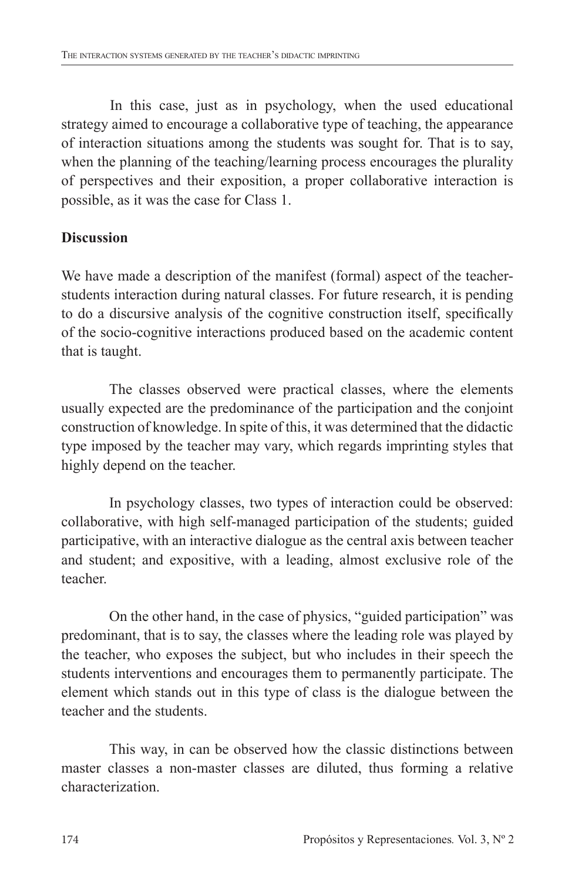In this case, just as in psychology, when the used educational strategy aimed to encourage a collaborative type of teaching, the appearance of interaction situations among the students was sought for. That is to say, when the planning of the teaching/learning process encourages the plurality of perspectives and their exposition, a proper collaborative interaction is possible, as it was the case for Class 1.

## Discussion

We have made a description of the manifest (formal) aspect of the teacher-students interaction during natural classes. For future research, it is pending to do a discursive analysis of the cognitive construction itself, specifically of the socio-cognitive interactions produced based on the academic content that is taught.

The classes observed were practical classes, where the elements usually expected are the predominance of the participation and the conjoint construction of knowledge. In spite of this, it was determined that the didactic type imposed by the teacher may vary, which regards imprinting styles that highly depend on the teacher.

In psychology classes, two types of interaction could be observed: collaborative, with high self-managed participation of the students; guided participative, with an interactive dialogue as the central axis between teacher and student; and expositive, with a leading, almost exclusive role of the teacher.

On the other hand, in the case of physics, "guided participation" was predominant, that is to say, the classes where the leading role was played by the teacher, who exposes the subject, but who includes in their speech the students interventions and encourages them to permanently participate. The element which stands out in this type of class is the dialogue between the teacher and the students.

This way, in can be observed how the classic distinctions between master classes a non-master classes are diluted, thus forming a relative characterization.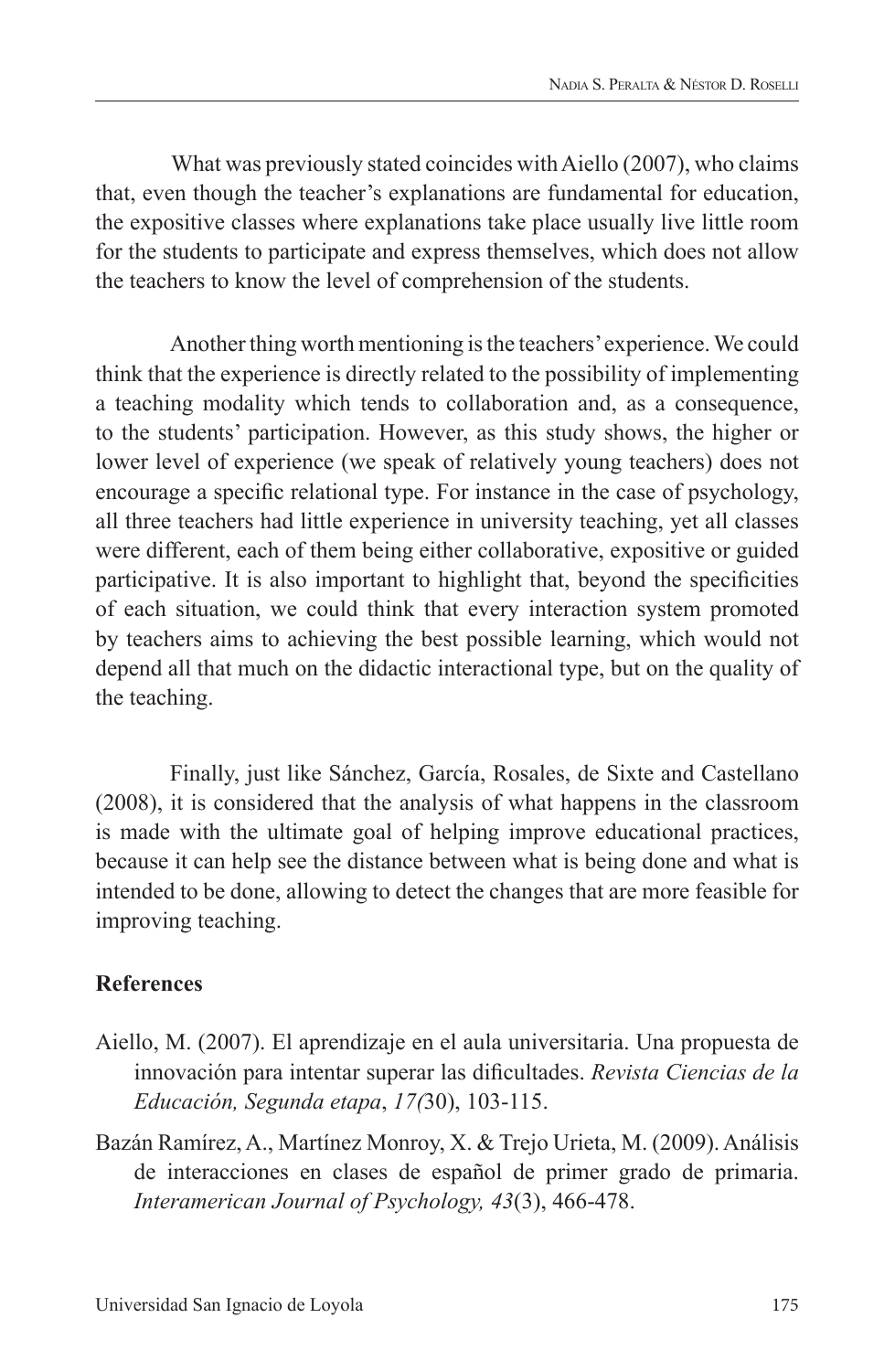What was previously stated coincides with Aiello (2007), who claims that, even though the teacher's explanations are fundamental for education, the expositive classes where explanations take place usually live little room for the students to participate and express themselves, which does not allow the teachers to know the level of comprehension of the students.

Another thing worth mentioning is the teachers' experience. We could think that the experience is directly related to the possibility of implementing a teaching modality which tends to collaboration and, as a consequence, to the students' participation. However, as this study shows, the higher or lower level of experience (we speak of relatively young teachers) does not encourage a specific relational type. For instance in the case of psychology, all three teachers had little experience in university teaching, yet all classes were different, each of them being either collaborative, expositive or guided participative. It is also important to highlight that, beyond the specificities of each situation, we could think that every interaction system promoted by teachers aims to achieving the best possible learning, which would not depend all that much on the didactic interactional type, but on the quality of the teaching.

Finally, just like Sánchez, García, Rosales, de Sixte and Castellano (2008), it is considered that the analysis of what happens in the classroom is made with the ultimate goal of helping improve educational practices, because it can help see the distance between what is being done and what is intended to be done, allowing to detect the changes that are more feasible for improving teaching.

## References

Aiello, M. (2007). El aprendizaje en el aula universitaria. Una propuesta de innovación para intentar superar las dificultades. *Revista Ciencias de la Educación, Segunda etapa*, *17(*30), 103-115.

Bazán Ramírez, A., Martínez Monroy, X. & Trejo Urieta, M. (2009). Análisis de interacciones en clases de español de primer grado de primaria. *Interamerican Journal of Psychology, 43*(3), 466-478.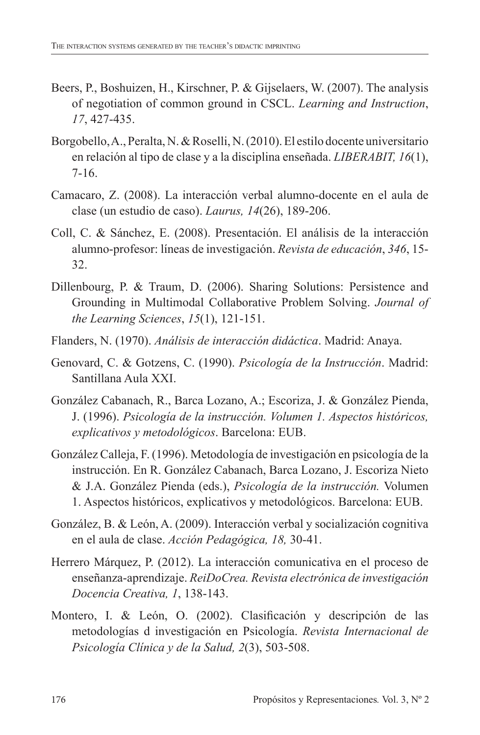Beers, P., Boshuizen, H., Kirschner, P. & Gijselaers, W. (2007). The analysis of negotiation of common ground in CSCL. *Learning and Instruction*, *17*, 427-435.

Borgobello, A., Peralta, N. & Roselli, N. (2010). El estilo docente universitario en relación al tipo de clase y a la disciplina enseñada. *LIBERABIT, 16*(1), 7-16.

Camacaro, Z. (2008). La interacción verbal alumno-docente en el aula de clase (un estudio de caso). *Laurus, 14*(26), 189-206.

Coll, C. & Sánchez, E. (2008). Presentación. El análisis de la interacción alumno-profesor: líneas de investigación. *Revista de educación*, *346*, 15-32.

Dillenbourg, P. & Traum, D. (2006). Sharing Solutions: Persistence and Grounding in Multimodal Collaborative Problem Solving. *Journal of the Learning Sciences*, *15*(1), 121-151.

Flanders, N. (1970). *Análisis de interacción didáctica*. Madrid: Anaya.

Genovard, C. & Gotzens, C. (1990). *Psicología de la Instrucción*. Madrid: Santillana Aula XXI.

González Cabanach, R., Barca Lozano, A.; Escoriza, J. & González Pienda, J. (1996). *Psicología de la instrucción. Volumen 1. Aspectos históricos, explicativos y metodológicos*. Barcelona: EUB.

González Calleja, F. (1996). Metodología de investigación en psicología de la instrucción. En R. González Cabanach, Barca Lozano, J. Escoriza Nieto & J.A. González Pienda (eds.), *Psicología de la instrucción.* Volumen 1. Aspectos históricos, explicativos y metodológicos. Barcelona: EUB.

González, B. & León, A. (2009). Interacción verbal y socialización cognitiva en el aula de clase. *Acción Pedagógica, 18,* 30-41.

Herrero Márquez, P. (2012). La interacción comunicativa en el proceso de enseñanza-aprendizaje. *ReiDoCrea. Revista electrónica de investigación Docencia Creativa, 1*, 138-143.

Montero, I. & León, O. (2002). Clasificación y descripción de las metodologías d investigación en Psicología. *Revista Internacional de Psicología Clínica y de la Salud, 2*(3), 503-508.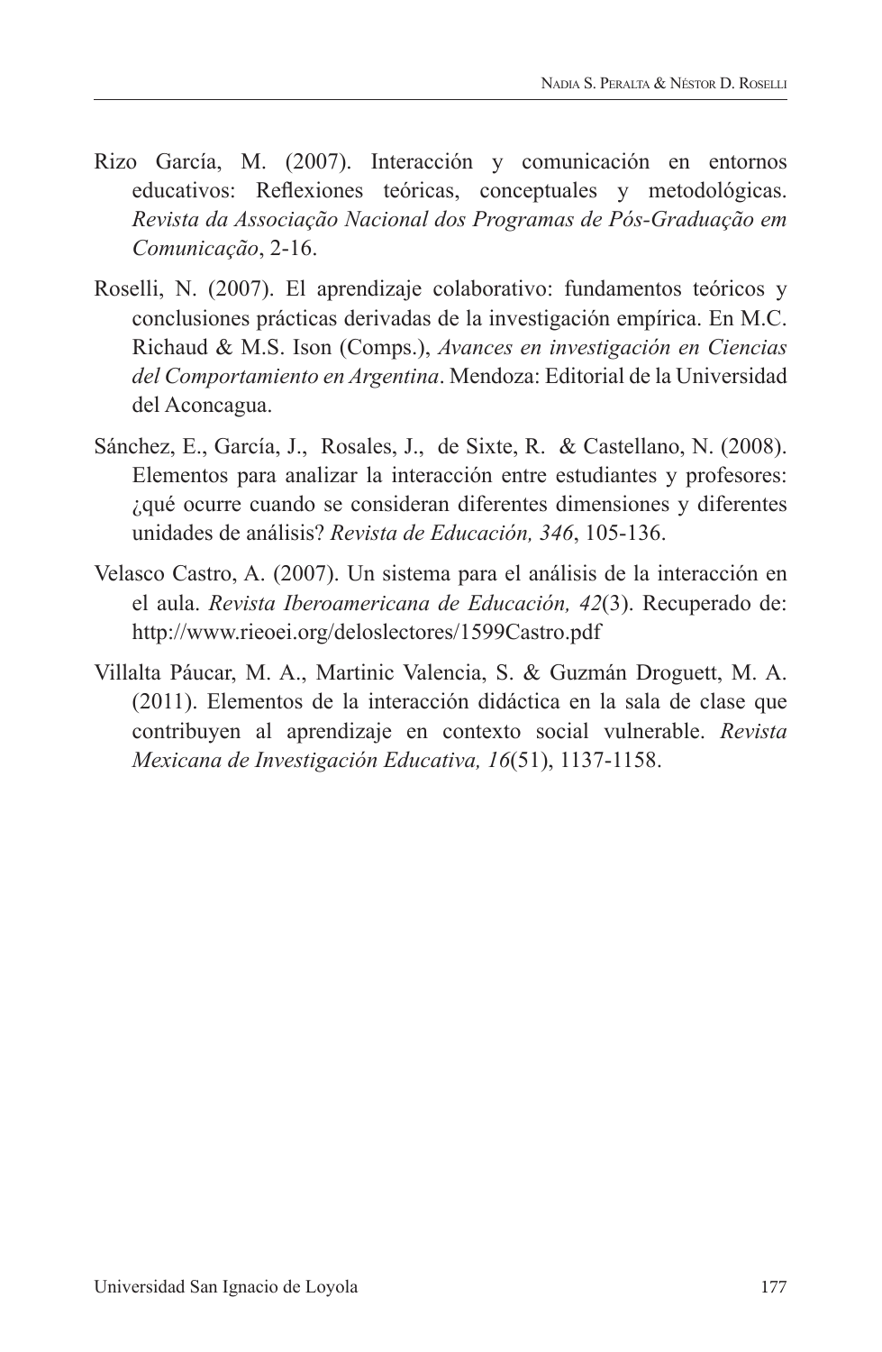Rizo García, M. (2007). Interacción y comunicación en entornos educativos: Reflexiones teóricas, conceptuales y metodológicas. *Revista da Associação Nacional dos Programas de Pós-Graduação em Comunicação*, 2-16.

Roselli, N. (2007). El aprendizaje colaborativo: fundamentos teóricos y conclusiones prácticas derivadas de la investigación empírica. En M.C. Richaud & M.S. Ison (Comps.), *Avances en investigación en Ciencias del Comportamiento en Argentina*. Mendoza: Editorial de la Universidad del Aconcagua.

Sánchez, E., García, J., Rosales, J., de Sixte, R. & Castellano, N. (2008). Elementos para analizar la interacción entre estudiantes y profesores: ¿qué ocurre cuando se consideran diferentes dimensiones y diferentes unidades de análisis? *Revista de Educación, 346*, 105-136.

Velasco Castro, A. (2007). Un sistema para el análisis de la interacción en el aula. *Revista Iberoamericana de Educación, 42*(3). Recuperado de: http://www.rieoei.org/deloslectores/1599Castro.pdf

Villalta Páucar, M. A., Martinic Valencia, S. & Guzmán Droguett, M. A. (2011). Elementos de la interacción didáctica en la sala de clase que contribuyen al aprendizaje en contexto social vulnerable. *Revista Mexicana de Investigación Educativa, 16*(51), 1137-1158.